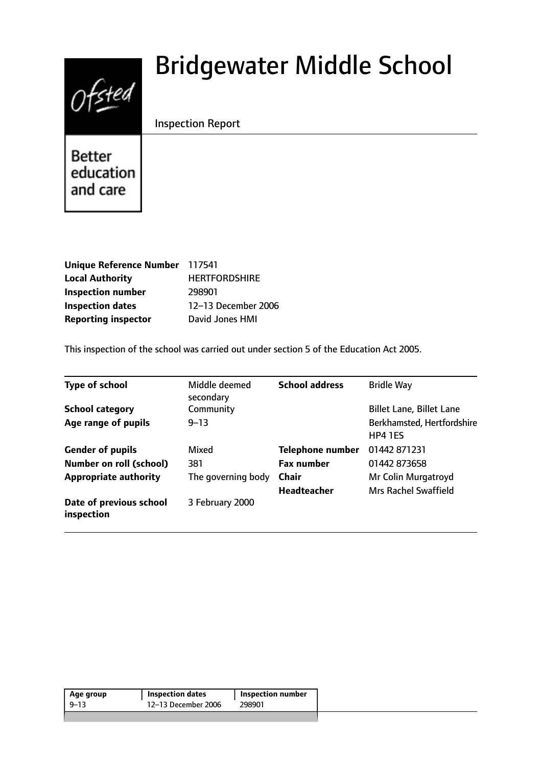# Bridgewater Middle School

Inspection Report

Better education and care

| | |
|---|---|
| **Unique Reference Number** | 117541 |
| **Local Authority** | HERTFORDSHIRE |
| **Inspection number** | 298901 |
| **Inspection dates** | 12–13 December 2006 |
| **Reporting inspector** | David Jones HMI |

This inspection of the school was carried out under section 5 of the Education Act 2005.

| | | | |
|---|---|---|---|
| **Type of school** | Middle deemed secondary | **School address** | Bridle Way |
| **School category** | Community | | Billet Lane, Billet Lane |
| **Age range of pupils** | 9–13 | | Berkhamsted, Hertfordshire HP4 1ES |
| **Gender of pupils** | Mixed | **Telephone number** | 01442 871231 |
| **Number on roll (school)** | 381 | **Fax number** | 01442 873658 |
| **Appropriate authority** | The governing body | **Chair** | Mr Colin Murgatroyd |
| | | **Headteacher** | Mrs Rachel Swaffield |
| **Date of previous school inspection** | 3 February 2000 | | |

| Age group | Inspection dates | Inspection number |
|---|---|---|
| 9–13 | 12–13 December 2006 | 298901 |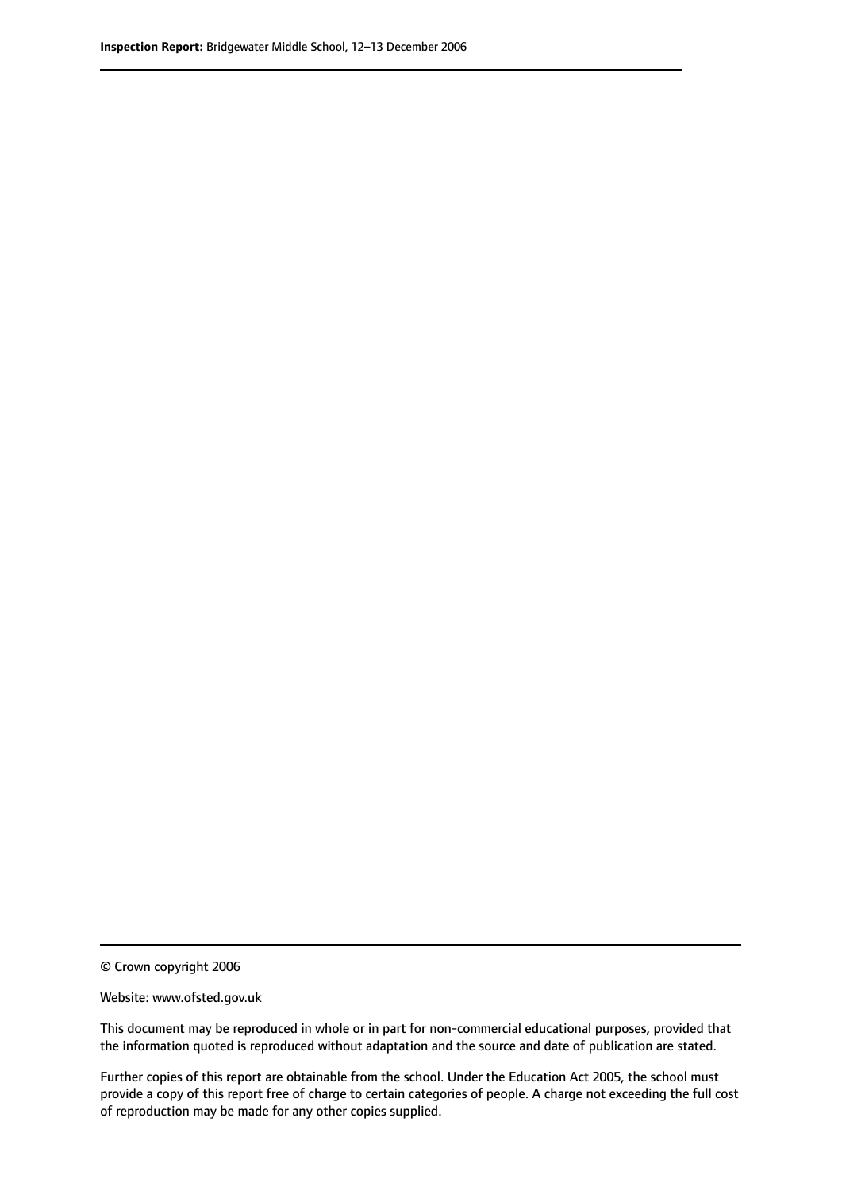© Crown copyright 2006

Website: www.ofsted.gov.uk

This document may be reproduced in whole or in part for non-commercial educational purposes, provided that the information quoted is reproduced without adaptation and the source and date of publication are stated.

Further copies of this report are obtainable from the school. Under the Education Act 2005, the school must provide a copy of this report free of charge to certain categories of people. A charge not exceeding the full cost of reproduction may be made for any other copies supplied.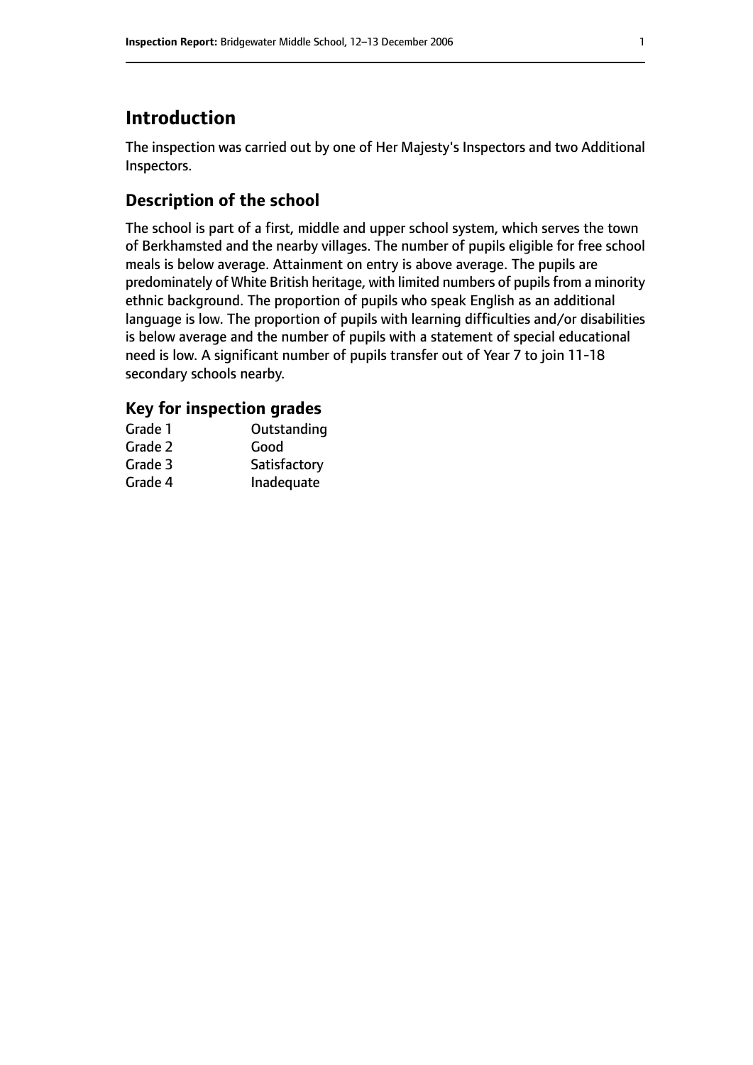# Introduction

The inspection was carried out by one of Her Majesty's Inspectors and two Additional Inspectors.

## Description of the school

The school is part of a first, middle and upper school system, which serves the town of Berkhamsted and the nearby villages. The number of pupils eligible for free school meals is below average. Attainment on entry is above average. The pupils are predominately of White British heritage, with limited numbers of pupils from a minority ethnic background. The proportion of pupils who speak English as an additional language is low. The proportion of pupils with learning difficulties and/or disabilities is below average and the number of pupils with a statement of special educational need is low. A significant number of pupils transfer out of Year 7 to join 11-18 secondary schools nearby.

## Key for inspection grades

| | |
|---|---|
| Grade 1 | Outstanding |
| Grade 2 | Good |
| Grade 3 | Satisfactory |
| Grade 4 | Inadequate |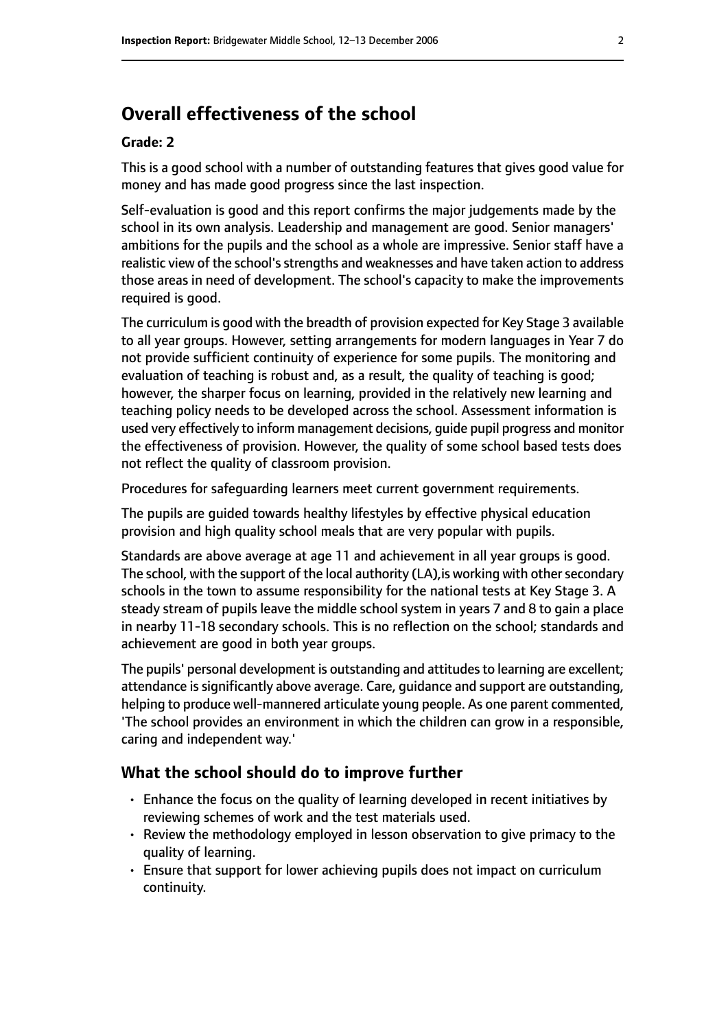## Overall effectiveness of the school

### Grade: 2

This is a good school with a number of outstanding features that gives good value for money and has made good progress since the last inspection.

Self-evaluation is good and this report confirms the major judgements made by the school in its own analysis. Leadership and management are good. Senior managers' ambitions for the pupils and the school as a whole are impressive. Senior staff have a realistic view of the school's strengths and weaknesses and have taken action to address those areas in need of development. The school's capacity to make the improvements required is good.

The curriculum is good with the breadth of provision expected for Key Stage 3 available to all year groups. However, setting arrangements for modern languages in Year 7 do not provide sufficient continuity of experience for some pupils. The monitoring and evaluation of teaching is robust and, as a result, the quality of teaching is good; however, the sharper focus on learning, provided in the relatively new learning and teaching policy needs to be developed across the school. Assessment information is used very effectively to inform management decisions, guide pupil progress and monitor the effectiveness of provision. However, the quality of some school based tests does not reflect the quality of classroom provision.

Procedures for safeguarding learners meet current government requirements.

The pupils are guided towards healthy lifestyles by effective physical education provision and high quality school meals that are very popular with pupils.

Standards are above average at age 11 and achievement in all year groups is good. The school, with the support of the local authority (LA),is working with other secondary schools in the town to assume responsibility for the national tests at Key Stage 3. A steady stream of pupils leave the middle school system in years 7 and 8 to gain a place in nearby 11-18 secondary schools. This is no reflection on the school; standards and achievement are good in both year groups.

The pupils' personal development is outstanding and attitudes to learning are excellent; attendance is significantly above average. Care, guidance and support are outstanding, helping to produce well-mannered articulate young people. As one parent commented, 'The school provides an environment in which the children can grow in a responsible, caring and independent way.'

### What the school should do to improve further

- Enhance the focus on the quality of learning developed in recent initiatives by reviewing schemes of work and the test materials used.
- Review the methodology employed in lesson observation to give primacy to the quality of learning.
- Ensure that support for lower achieving pupils does not impact on curriculum continuity.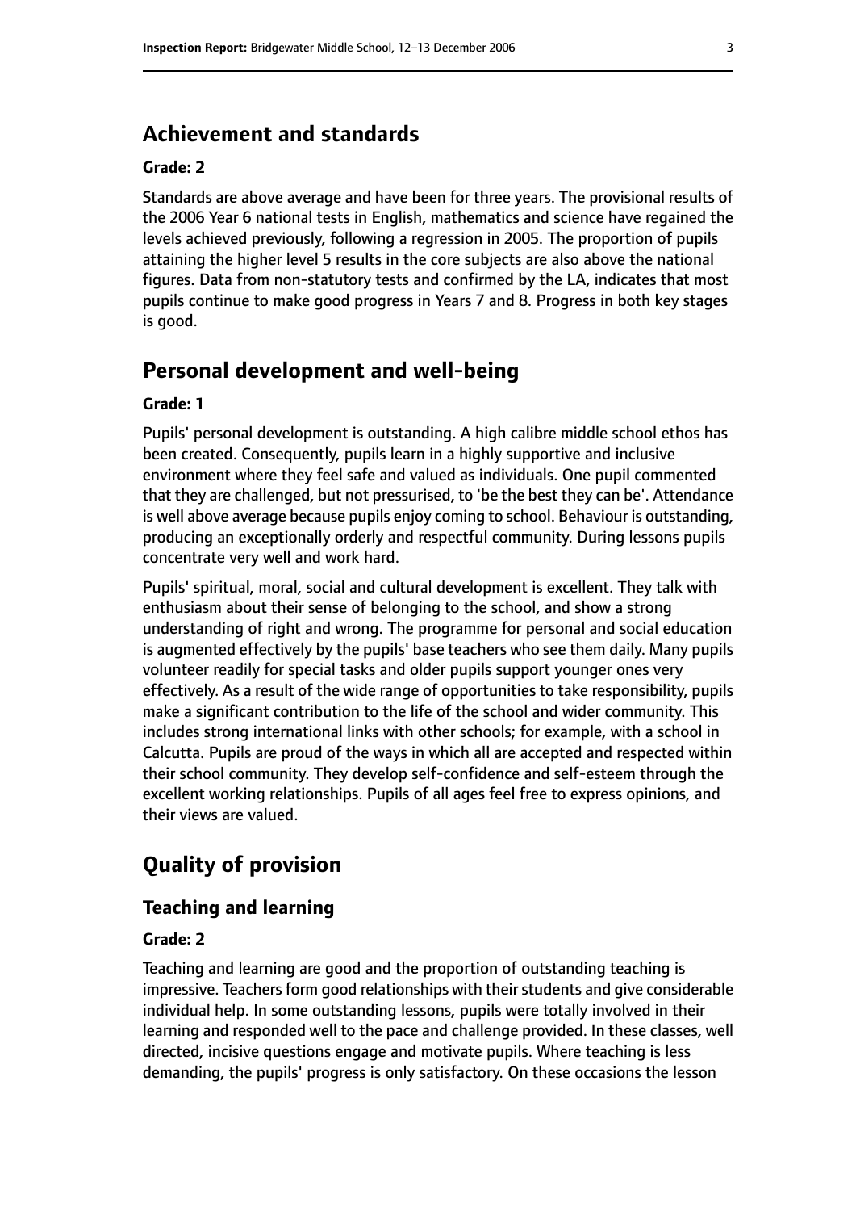## Achievement and standards

**Grade: 2**

Standards are above average and have been for three years. The provisional results of the 2006 Year 6 national tests in English, mathematics and science have regained the levels achieved previously, following a regression in 2005. The proportion of pupils attaining the higher level 5 results in the core subjects are also above the national figures. Data from non-statutory tests and confirmed by the LA, indicates that most pupils continue to make good progress in Years 7 and 8. Progress in both key stages is good.

## Personal development and well-being

**Grade: 1**

Pupils' personal development is outstanding. A high calibre middle school ethos has been created. Consequently, pupils learn in a highly supportive and inclusive environment where they feel safe and valued as individuals. One pupil commented that they are challenged, but not pressurised, to 'be the best they can be'. Attendance is well above average because pupils enjoy coming to school. Behaviour is outstanding, producing an exceptionally orderly and respectful community. During lessons pupils concentrate very well and work hard.

Pupils' spiritual, moral, social and cultural development is excellent. They talk with enthusiasm about their sense of belonging to the school, and show a strong understanding of right and wrong. The programme for personal and social education is augmented effectively by the pupils' base teachers who see them daily. Many pupils volunteer readily for special tasks and older pupils support younger ones very effectively. As a result of the wide range of opportunities to take responsibility, pupils make a significant contribution to the life of the school and wider community. This includes strong international links with other schools; for example, with a school in Calcutta. Pupils are proud of the ways in which all are accepted and respected within their school community. They develop self-confidence and self-esteem through the excellent working relationships. Pupils of all ages feel free to express opinions, and their views are valued.

# Quality of provision

## Teaching and learning

**Grade: 2**

Teaching and learning are good and the proportion of outstanding teaching is impressive. Teachers form good relationships with their students and give considerable individual help. In some outstanding lessons, pupils were totally involved in their learning and responded well to the pace and challenge provided. In these classes, well directed, incisive questions engage and motivate pupils. Where teaching is less demanding, the pupils' progress is only satisfactory. On these occasions the lesson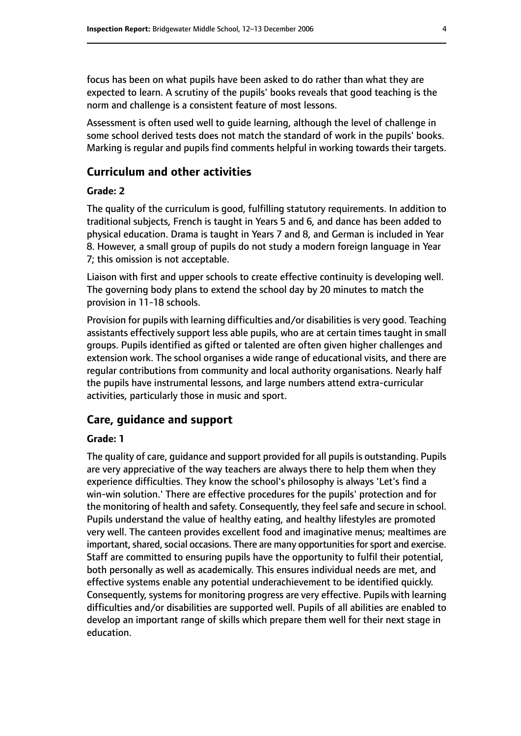focus has been on what pupils have been asked to do rather than what they are expected to learn. A scrutiny of the pupils' books reveals that good teaching is the norm and challenge is a consistent feature of most lessons.

Assessment is often used well to guide learning, although the level of challenge in some school derived tests does not match the standard of work in the pupils' books. Marking is regular and pupils find comments helpful in working towards their targets.

## Curriculum and other activities

### Grade: 2

The quality of the curriculum is good, fulfilling statutory requirements. In addition to traditional subjects, French is taught in Years 5 and 6, and dance has been added to physical education. Drama is taught in Years 7 and 8, and German is included in Year 8. However, a small group of pupils do not study a modern foreign language in Year 7; this omission is not acceptable.

Liaison with first and upper schools to create effective continuity is developing well. The governing body plans to extend the school day by 20 minutes to match the provision in 11-18 schools.

Provision for pupils with learning difficulties and/or disabilities is very good. Teaching assistants effectively support less able pupils, who are at certain times taught in small groups. Pupils identified as gifted or talented are often given higher challenges and extension work. The school organises a wide range of educational visits, and there are regular contributions from community and local authority organisations. Nearly half the pupils have instrumental lessons, and large numbers attend extra-curricular activities, particularly those in music and sport.

## Care, guidance and support

### Grade: 1

The quality of care, guidance and support provided for all pupils is outstanding. Pupils are very appreciative of the way teachers are always there to help them when they experience difficulties. They know the school's philosophy is always 'Let's find a win-win solution.' There are effective procedures for the pupils' protection and for the monitoring of health and safety. Consequently, they feel safe and secure in school. Pupils understand the value of healthy eating, and healthy lifestyles are promoted very well. The canteen provides excellent food and imaginative menus; mealtimes are important, shared, social occasions. There are many opportunities for sport and exercise. Staff are committed to ensuring pupils have the opportunity to fulfil their potential, both personally as well as academically. This ensures individual needs are met, and effective systems enable any potential underachievement to be identified quickly. Consequently, systems for monitoring progress are very effective. Pupils with learning difficulties and/or disabilities are supported well. Pupils of all abilities are enabled to develop an important range of skills which prepare them well for their next stage in education.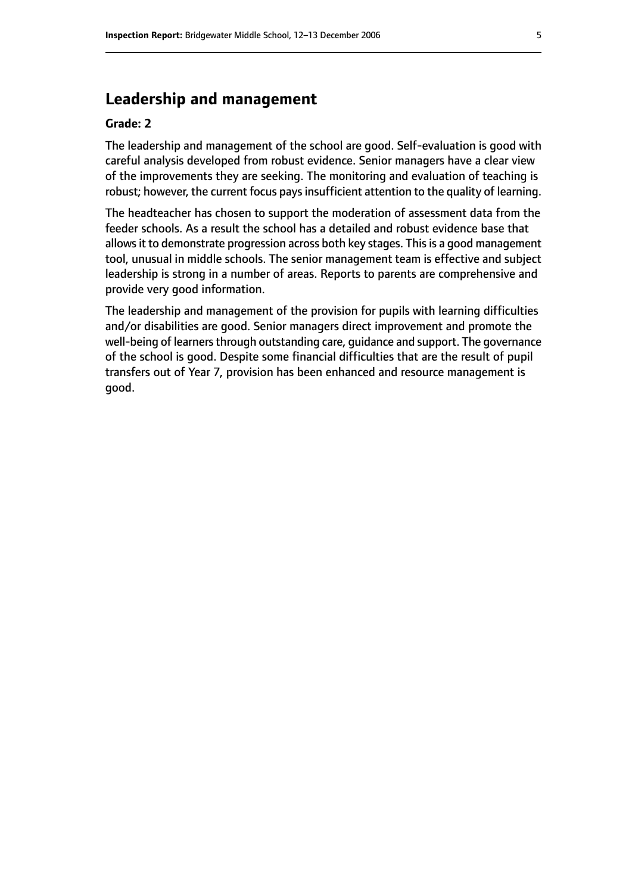## Leadership and management

**Grade: 2**

The leadership and management of the school are good. Self-evaluation is good with careful analysis developed from robust evidence. Senior managers have a clear view of the improvements they are seeking. The monitoring and evaluation of teaching is robust; however, the current focus pays insufficient attention to the quality of learning.

The headteacher has chosen to support the moderation of assessment data from the feeder schools. As a result the school has a detailed and robust evidence base that allows it to demonstrate progression across both key stages. This is a good management tool, unusual in middle schools. The senior management team is effective and subject leadership is strong in a number of areas. Reports to parents are comprehensive and provide very good information.

The leadership and management of the provision for pupils with learning difficulties and/or disabilities are good. Senior managers direct improvement and promote the well-being of learners through outstanding care, guidance and support. The governance of the school is good. Despite some financial difficulties that are the result of pupil transfers out of Year 7, provision has been enhanced and resource management is good.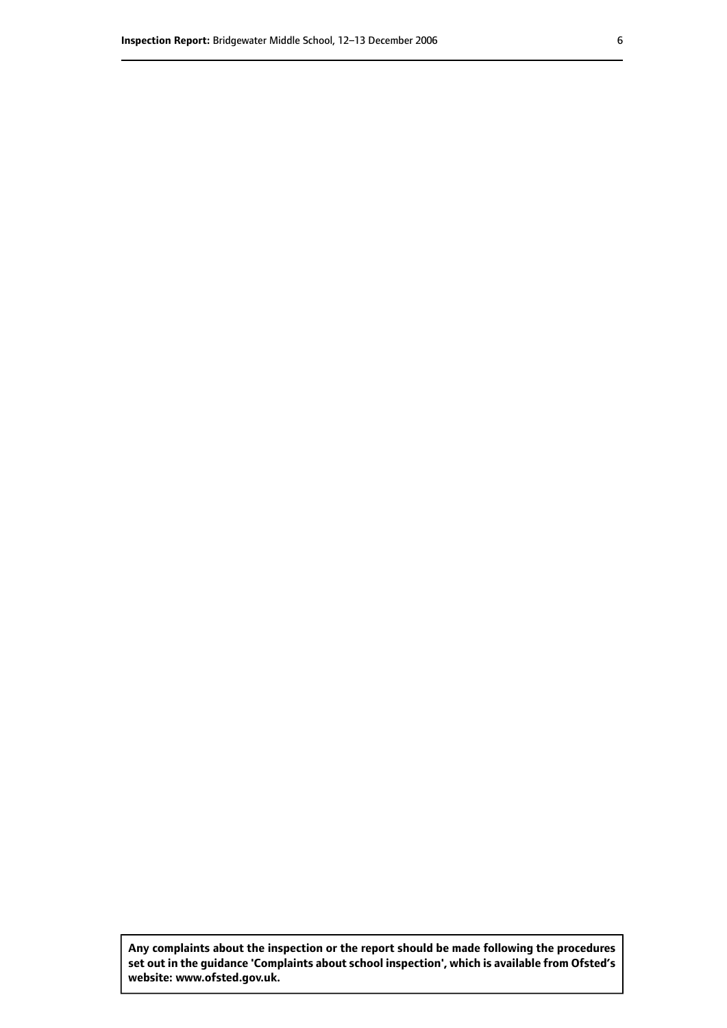**Any complaints about the inspection or the report should be made following the procedures set out in the guidance 'Complaints about school inspection', which is available from Ofsted's website: www.ofsted.gov.uk.**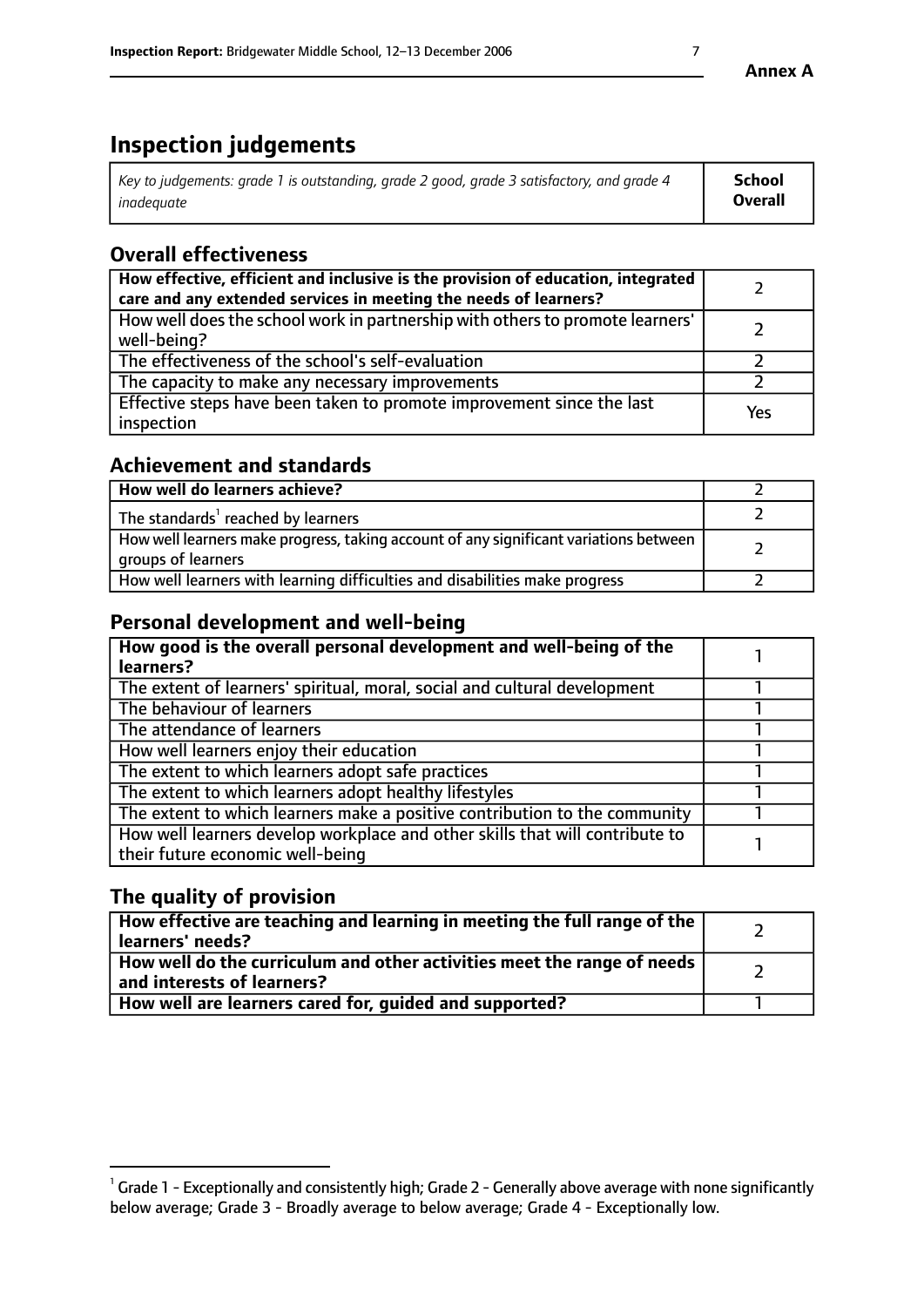Annex A

# Inspection judgements

| *Key to judgements: grade 1 is outstanding, grade 2 good, grade 3 satisfactory, and grade 4 inadequate* | **School Overall** |
|---|---|

## Overall effectiveness

| | |
|---|---|
| **How effective, efficient and inclusive is the provision of education, integrated care and any extended services in meeting the needs of learners?** | 2 |
| How well does the school work in partnership with others to promote learners' well-being? | 2 |
| The effectiveness of the school's self-evaluation | 2 |
| The capacity to make any necessary improvements | 2 |
| Effective steps have been taken to promote improvement since the last inspection | Yes |

## Achievement and standards

| | |
|---|---|
| **How well do learners achieve?** | 2 |
| The standards[1] reached by learners | 2 |
| How well learners make progress, taking account of any significant variations between groups of learners | 2 |
| How well learners with learning difficulties and disabilities make progress | 2 |

## Personal development and well-being

| | |
|---|---|
| **How good is the overall personal development and well-being of the learners?** | 1 |
| The extent of learners' spiritual, moral, social and cultural development | 1 |
| The behaviour of learners | 1 |
| The attendance of learners | 1 |
| How well learners enjoy their education | 1 |
| The extent to which learners adopt safe practices | 1 |
| The extent to which learners adopt healthy lifestyles | 1 |
| The extent to which learners make a positive contribution to the community | 1 |
| How well learners develop workplace and other skills that will contribute to their future economic well-being | 1 |

## The quality of provision

| | |
|---|---|
| **How effective are teaching and learning in meeting the full range of the learners' needs?** | 2 |
| **How well do the curriculum and other activities meet the range of needs and interests of learners?** | 2 |
| **How well are learners cared for, guided and supported?** | 1 |

[1] Grade 1 - Exceptionally and consistently high; Grade 2 - Generally above average with none significantly below average; Grade 3 - Broadly average to below average; Grade 4 - Exceptionally low.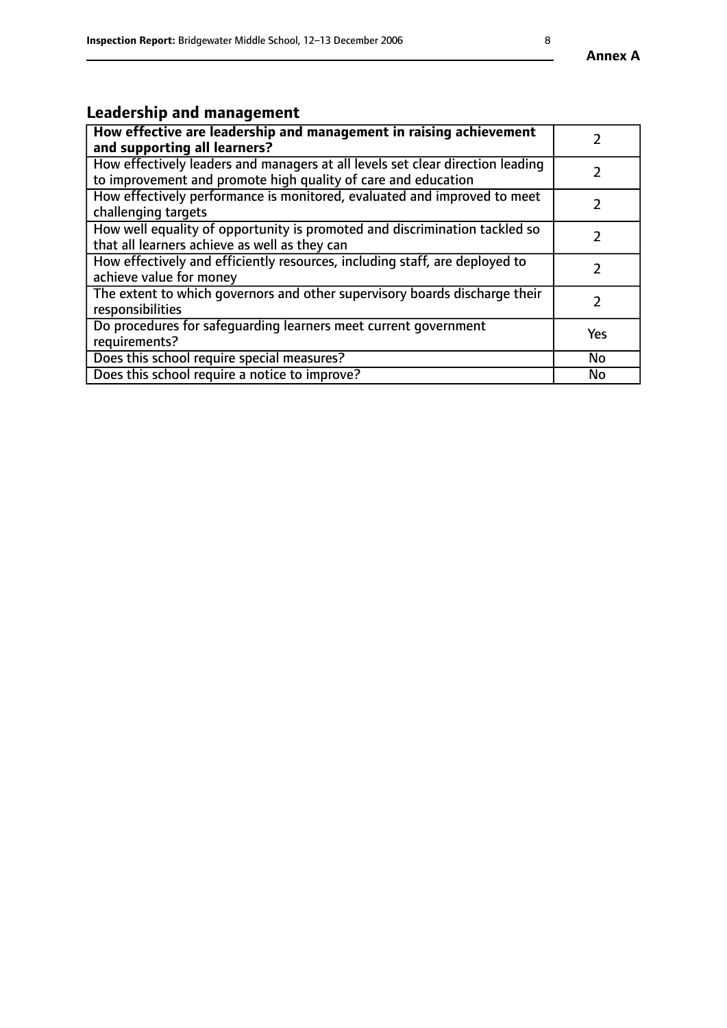## Leadership and management

| | |
|---|---|
| **How effective are leadership and management in raising achievement and supporting all learners?** | 2 |
| How effectively leaders and managers at all levels set clear direction leading to improvement and promote high quality of care and education | 2 |
| How effectively performance is monitored, evaluated and improved to meet challenging targets | 2 |
| How well equality of opportunity is promoted and discrimination tackled so that all learners achieve as well as they can | 2 |
| How effectively and efficiently resources, including staff, are deployed to achieve value for money | 2 |
| The extent to which governors and other supervisory boards discharge their responsibilities | 2 |
| Do procedures for safeguarding learners meet current government requirements? | Yes |
| Does this school require special measures? | No |
| Does this school require a notice to improve? | No |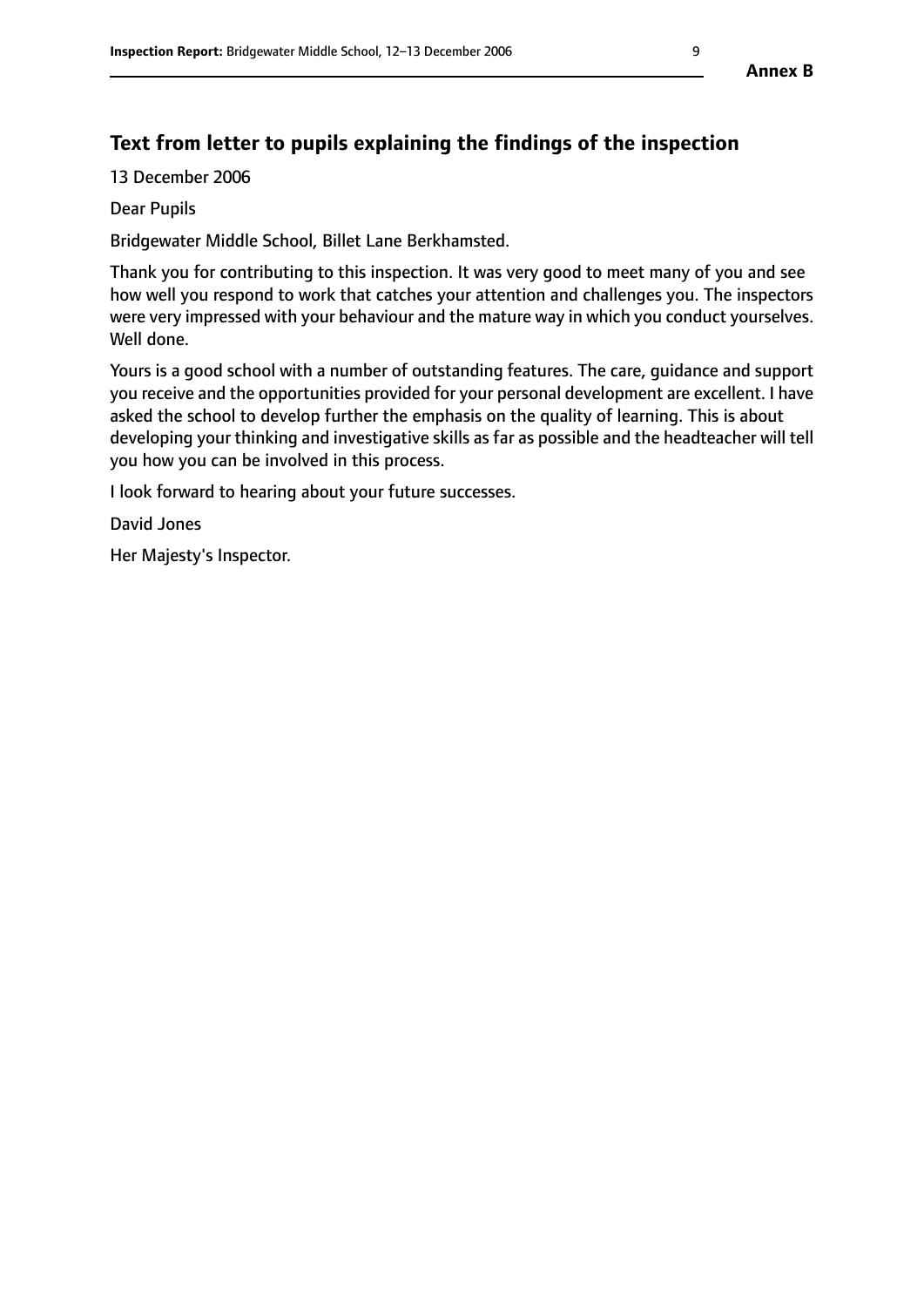## Text from letter to pupils explaining the findings of the inspection

13 December 2006

Dear Pupils

Bridgewater Middle School, Billet Lane Berkhamsted.

Thank you for contributing to this inspection. It was very good to meet many of you and see how well you respond to work that catches your attention and challenges you. The inspectors were very impressed with your behaviour and the mature way in which you conduct yourselves. Well done.

Yours is a good school with a number of outstanding features. The care, guidance and support you receive and the opportunities provided for your personal development are excellent. I have asked the school to develop further the emphasis on the quality of learning. This is about developing your thinking and investigative skills as far as possible and the headteacher will tell you how you can be involved in this process.

I look forward to hearing about your future successes.

David Jones

Her Majesty's Inspector.